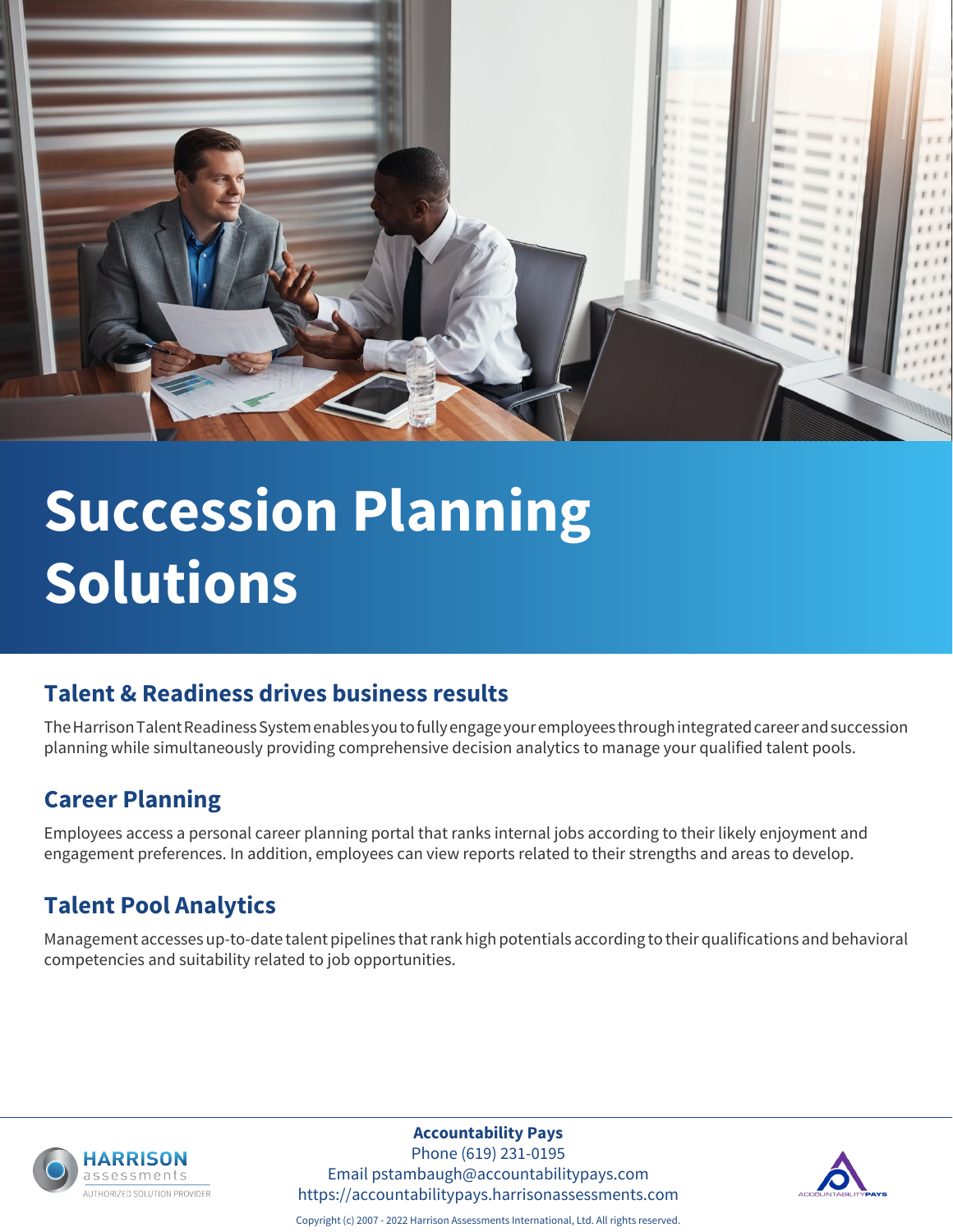# Succession Planning Solutions

## Talent & Readiness drives business results

The Harrison Talent Readiness System enables you to fully engage your employees through integrated career and succession planning while simultaneously providing comprehensive decision analytics to manage your qualified talent pools.

## Career Planning

Employees access a personal career planning portal that ranks internal jobs according to their likely enjoyment and engagement preferences. In addition, employees can view reports related to their strengths and areas to develop.

## Talent Pool Analytics

Management accesses up-to-date talent pipelines that rank high potentials according to their qualifications and behavioral competencies and suitability related to job opportunities.

**Accountability Pays**
Phone (619) 231-0195
Email pstambaugh@accountabilitypays.com
https://accountabilitypays.harrisonassessments.com

HARRISON assessments AUTHORIZED SOLUTION PROVIDER

ACCOUNTABILITYPAYS

Copyright (c) 2007 - 2022 Harrison Assessments International, Ltd. All rights reserved.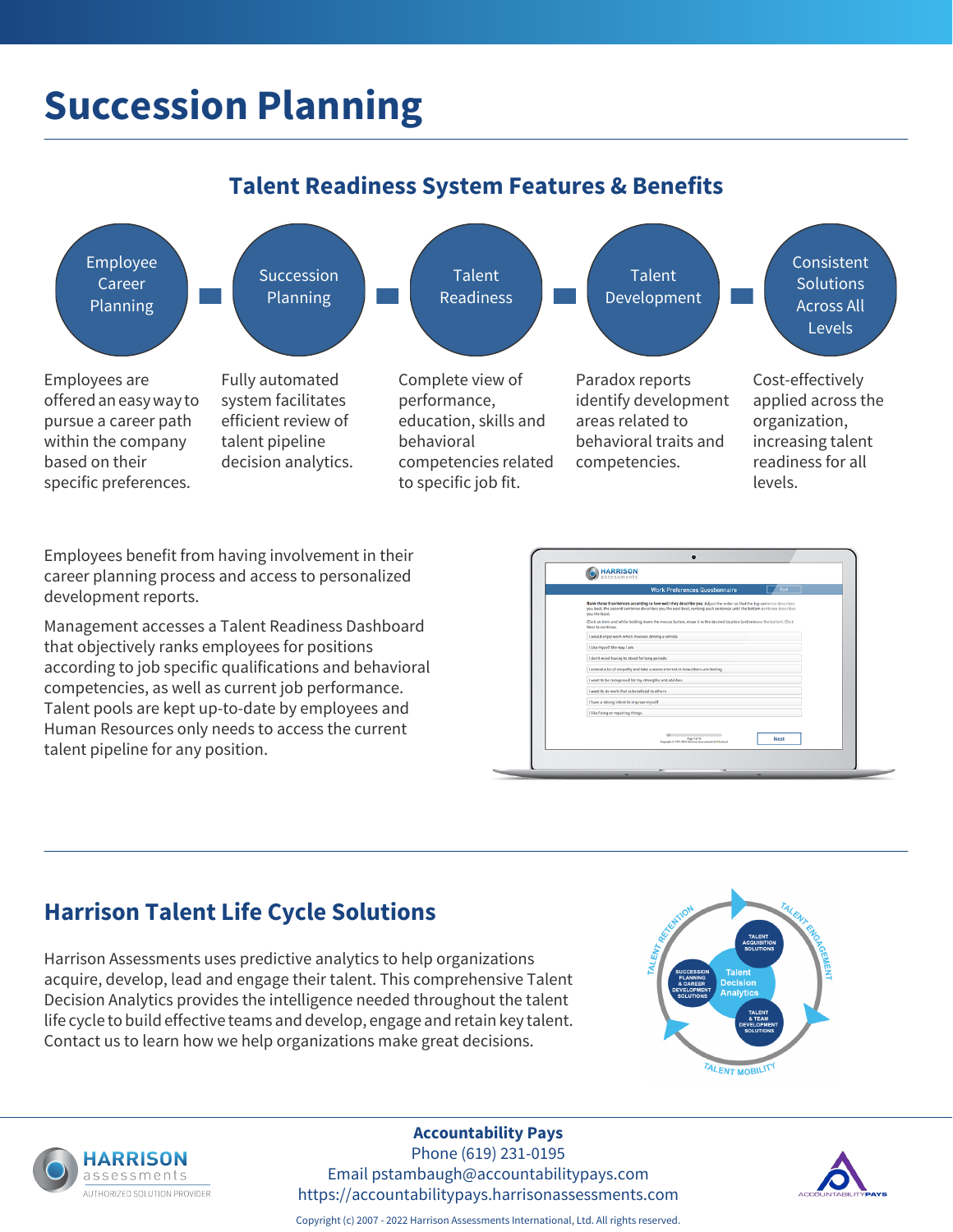# Succession Planning

## Talent Readiness System Features & Benefits

**Employee Career Planning**

Employees are offered an easy way to pursue a career path within the company based on their specific preferences.

**Succession Planning**

Fully automated system facilitates efficient review of talent pipeline decision analytics.

**Talent Readiness**

Complete view of performance, education, skills and behavioral competencies related to specific job fit.

**Talent Development**

Paradox reports identify development areas related to behavioral traits and competencies.

**Consistent Solutions Across All Levels**

Cost-effectively applied across the organization, increasing talent readiness for all levels.

Employees benefit from having involvement in their career planning process and access to personalized development reports.

Management accesses a Talent Readiness Dashboard that objectively ranks employees for positions according to job specific qualifications and behavioral competencies, as well as current job performance. Talent pools are kept up-to-date by employees and Human Resources only needs to access the current talent pipeline for any position.

## Harrison Talent Life Cycle Solutions

Harrison Assessments uses predictive analytics to help organizations acquire, develop, lead and engage their talent. This comprehensive Talent Decision Analytics provides the intelligence needed throughout the talent life cycle to build effective teams and develop, engage and retain key talent. Contact us to learn how we help organizations make great decisions.

TALENT RETENTION
TALENT ENGAGEMENT
TALENT MOBILITY
TALENT ACQUISITION SOLUTIONS
SUCCESSION PLANNING & CAREER DEVELOPMENT SOLUTIONS
Talent Decision Analytics
TALENT & TEAM DEVELOPMENT SOLUTIONS

HARRISON assessments
AUTHORIZED SOLUTION PROVIDER

**Accountability Pays**
Phone (619) 231-0195
Email pstambaugh@accountabilitypays.com
https://accountabilitypays.harrisonassessments.com

Copyright (c) 2007 - 2022 Harrison Assessments International, Ltd. All rights reserved.